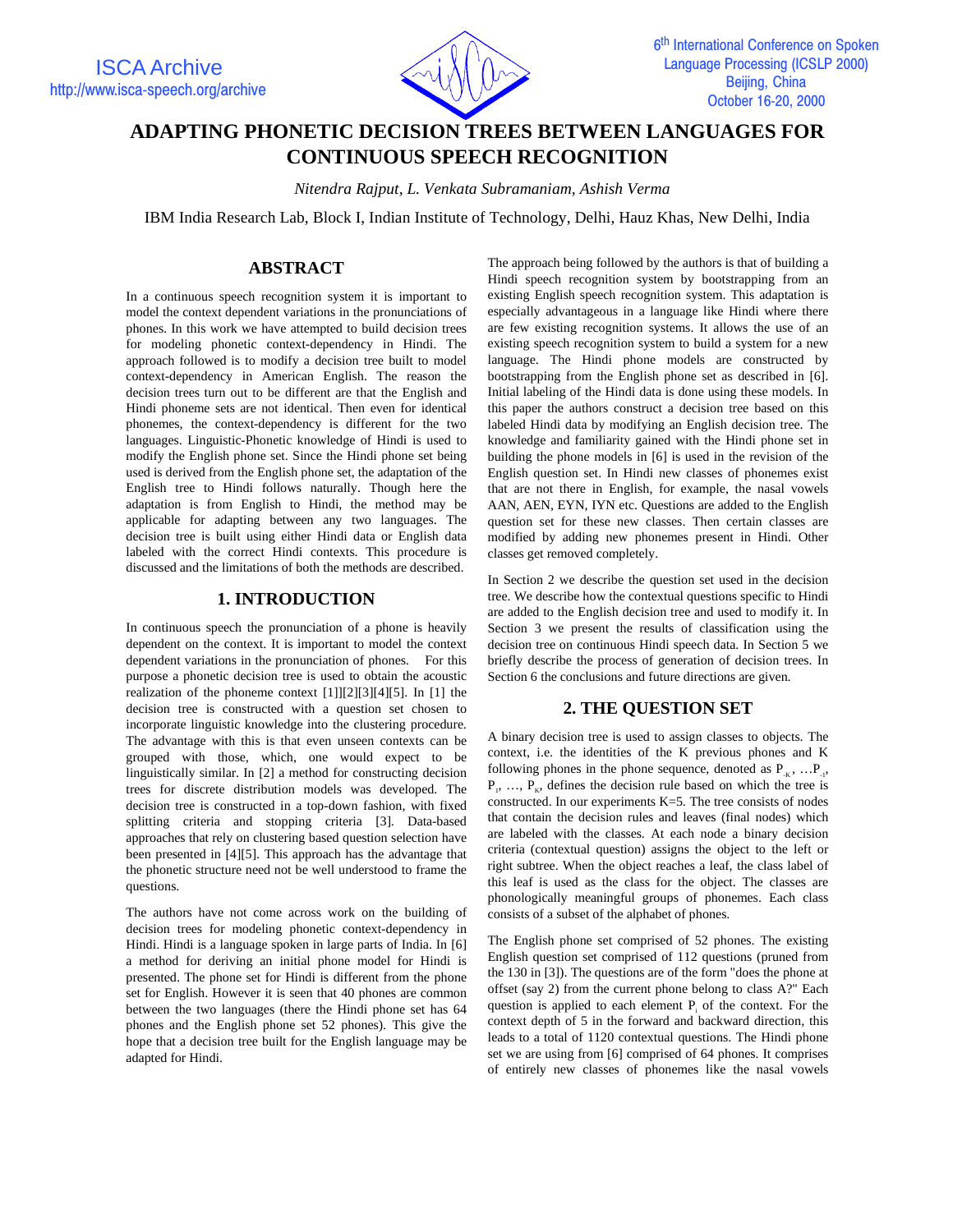# ADAPTING PHONETIC DECISION TREES BETWEEN LANGUAGES FOR CONTINUOUS SPEECH RECOGNITION

*Nitendra Rajput, L. Venkata Subramaniam, Ashish Verma*

IBM India Research Lab, Block I, Indian Institute of Technology, Delhi, Hauz Khas, New Delhi, India

## ABSTRACT

In a continuous speech recognition system it is important to model the context dependent variations in the pronunciations of phones. In this work we have attempted to build decision trees for modeling phonetic context-dependency in Hindi. The approach followed is to modify a decision tree built to model context-dependency in American English. The reason the decision trees turn out to be different are that the English and Hindi phoneme sets are not identical. Then even for identical phonemes, the context-dependency is different for the two languages. Linguistic-Phonetic knowledge of Hindi is used to modify the English phone set. Since the Hindi phone set being used is derived from the English phone set, the adaptation of the English tree to Hindi follows naturally. Though here the adaptation is from English to Hindi, the method may be applicable for adapting between any two languages. The decision tree is built using either Hindi data or English data labeled with the correct Hindi contexts. This procedure is discussed and the limitations of both the methods are described.

## 1. INTRODUCTION

In continuous speech the pronunciation of a phone is heavily dependent on the context. It is important to model the context dependent variations in the pronunciation of phones. For this purpose a phonetic decision tree is used to obtain the acoustic realization of the phoneme context [1][2][3][4][5]. In [1] the decision tree is constructed with a question set chosen to incorporate linguistic knowledge into the clustering procedure. The advantage with this is that even unseen contexts can be grouped with those, which, one would expect to be linguistically similar. In [2] a method for constructing decision trees for discrete distribution models was developed. The decision tree is constructed in a top-down fashion, with fixed splitting criteria and stopping criteria [3]. Data-based approaches that rely on clustering based question selection have been presented in [4][5]. This approach has the advantage that the phonetic structure need not be well understood to frame the questions.

The authors have not come across work on the building of decision trees for modeling phonetic context-dependency in Hindi. Hindi is a language spoken in large parts of India. In [6] a method for deriving an initial phone model for Hindi is presented. The phone set for Hindi is different from the phone set for English. However it is seen that 40 phones are common between the two languages (there the Hindi phone set has 64 phones and the English phone set 52 phones). This give the hope that a decision tree built for the English language may be adapted for Hindi.

The approach being followed by the authors is that of building a Hindi speech recognition system by bootstrapping from an existing English speech recognition system. This adaptation is especially advantageous in a language like Hindi where there are few existing recognition systems. It allows the use of an existing speech recognition system to build a system for a new language. The Hindi phone models are constructed by bootstrapping from the English phone set as described in [6]. Initial labeling of the Hindi data is done using these models. In this paper the authors construct a decision tree based on this labeled Hindi data by modifying an English decision tree. The knowledge and familiarity gained with the Hindi phone set in building the phone models in [6] is used in the revision of the English question set. In Hindi new classes of phonemes exist that are not there in English, for example, the nasal vowels AAN, AEN, EYN, IYN etc. Questions are added to the English question set for these new classes. Then certain classes are modified by adding new phonemes present in Hindi. Other classes get removed completely.

In Section 2 we describe the question set used in the decision tree. We describe how the contextual questions specific to Hindi are added to the English decision tree and used to modify it. In Section 3 we present the results of classification using the decision tree on continuous Hindi speech data. In Section 5 we briefly describe the process of generation of decision trees. In Section 6 the conclusions and future directions are given.

## 2. THE QUESTION SET

A binary decision tree is used to assign classes to objects. The context, i.e. the identities of the K previous phones and K following phones in the phone sequence, denoted as $P_{-K}, \ldots P_{-1}, P_1, \ldots, P_K$, defines the decision rule based on which the tree is constructed. In our experiments K=5. The tree consists of nodes that contain the decision rules and leaves (final nodes) which are labeled with the classes. At each node a binary decision criteria (contextual question) assigns the object to the left or right subtree. When the object reaches a leaf, the class label of this leaf is used as the class for the object. The classes are phonologically meaningful groups of phonemes. Each class consists of a subset of the alphabet of phones.

The English phone set comprised of 52 phones. The existing English question set comprised of 112 questions (pruned from the 130 in [3]). The questions are of the form "does the phone at offset (say 2) from the current phone belong to class A?" Each question is applied to each element $P_i$ of the context. For the context depth of 5 in the forward and backward direction, this leads to a total of 1120 contextual questions. The Hindi phone set we are using from [6] comprised of 64 phones. It comprises of entirely new classes of phonemes like the nasal vowels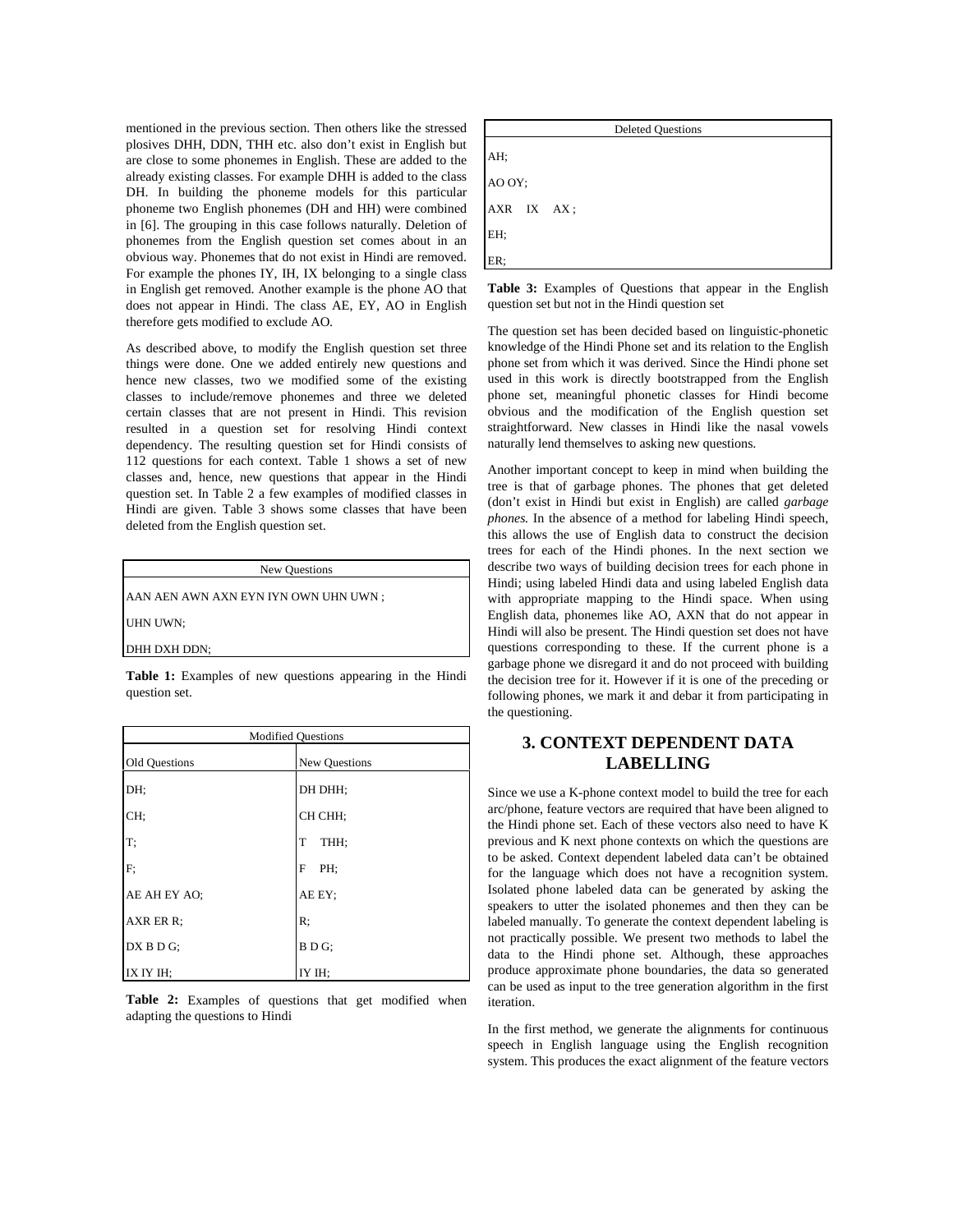mentioned in the previous section. Then others like the stressed plosives DHH, DDN, THH etc. also don't exist in English but are close to some phonemes in English. These are added to the already existing classes. For example DHH is added to the class DH. In building the phoneme models for this particular phoneme two English phonemes (DH and HH) were combined in [6]. The grouping in this case follows naturally. Deletion of phonemes from the English question set comes about in an obvious way. Phonemes that do not exist in Hindi are removed. For example the phones IY, IH, IX belonging to a single class in English get removed. Another example is the phone AO that does not appear in Hindi. The class AE, EY, AO in English therefore gets modified to exclude AO.

As described above, to modify the English question set three things were done. One we added entirely new questions and hence new classes, two we modified some of the existing classes to include/remove phonemes and three we deleted certain classes that are not present in Hindi. This revision resulted in a question set for resolving Hindi context dependency. The resulting question set for Hindi consists of 112 questions for each context. Table 1 shows a set of new classes and, hence, new questions that appear in the Hindi question set. In Table 2 a few examples of modified classes in Hindi are given. Table 3 shows some classes that have been deleted from the English question set.

| New Questions |
|---|
| AAN AEN AWN AXN EYN IYN OWN UHN UWN ; |
| UHN UWN; |
| DHH DXH DDN; |

**Table 1:** Examples of new questions appearing in the Hindi question set.

| Modified Questions | |
|---|---|
| Old Questions | New Questions |
| DH; | DH DHH; |
| CH; | CH CHH; |
| T; | T THH; |
| F; | F PH; |
| AE AH EY AO; | AE EY; |
| AXR ER R; | R; |
| DX B D G; | B D G; |
| IX IY IH; | IY IH; |

**Table 2:** Examples of questions that get modified when adapting the questions to Hindi

| Deleted Questions |
|---|
| AH; |
| AO OY; |
| AXR IX AX ; |
| EH; |
| ER; |

**Table 3:** Examples of Questions that appear in the English question set but not in the Hindi question set

The question set has been decided based on linguistic-phonetic knowledge of the Hindi Phone set and its relation to the English phone set from which it was derived. Since the Hindi phone set used in this work is directly bootstrapped from the English phone set, meaningful phonetic classes for Hindi become obvious and the modification of the English question set straightforward. New classes in Hindi like the nasal vowels naturally lend themselves to asking new questions.

Another important concept to keep in mind when building the tree is that of garbage phones. The phones that get deleted (don't exist in Hindi but exist in English) are called *garbage phones.* In the absence of a method for labeling Hindi speech, this allows the use of English data to construct the decision trees for each of the Hindi phones. In the next section we describe two ways of building decision trees for each phone in Hindi; using labeled Hindi data and using labeled English data with appropriate mapping to the Hindi space. When using English data, phonemes like AO, AXN that do not appear in Hindi will also be present. The Hindi question set does not have questions corresponding to these. If the current phone is a garbage phone we disregard it and do not proceed with building the decision tree for it. However if it is one of the preceding or following phones, we mark it and debar it from participating in the questioning.

## 3. CONTEXT DEPENDENT DATA LABELLING

Since we use a K-phone context model to build the tree for each arc/phone, feature vectors are required that have been aligned to the Hindi phone set. Each of these vectors also need to have K previous and K next phone contexts on which the questions are to be asked. Context dependent labeled data can't be obtained for the language which does not have a recognition system. Isolated phone labeled data can be generated by asking the speakers to utter the isolated phonemes and then they can be labeled manually. To generate the context dependent labeling is not practically possible. We present two methods to label the data to the Hindi phone set. Although, these approaches produce approximate phone boundaries, the data so generated can be used as input to the tree generation algorithm in the first iteration.

In the first method, we generate the alignments for continuous speech in English language using the English recognition system. This produces the exact alignment of the feature vectors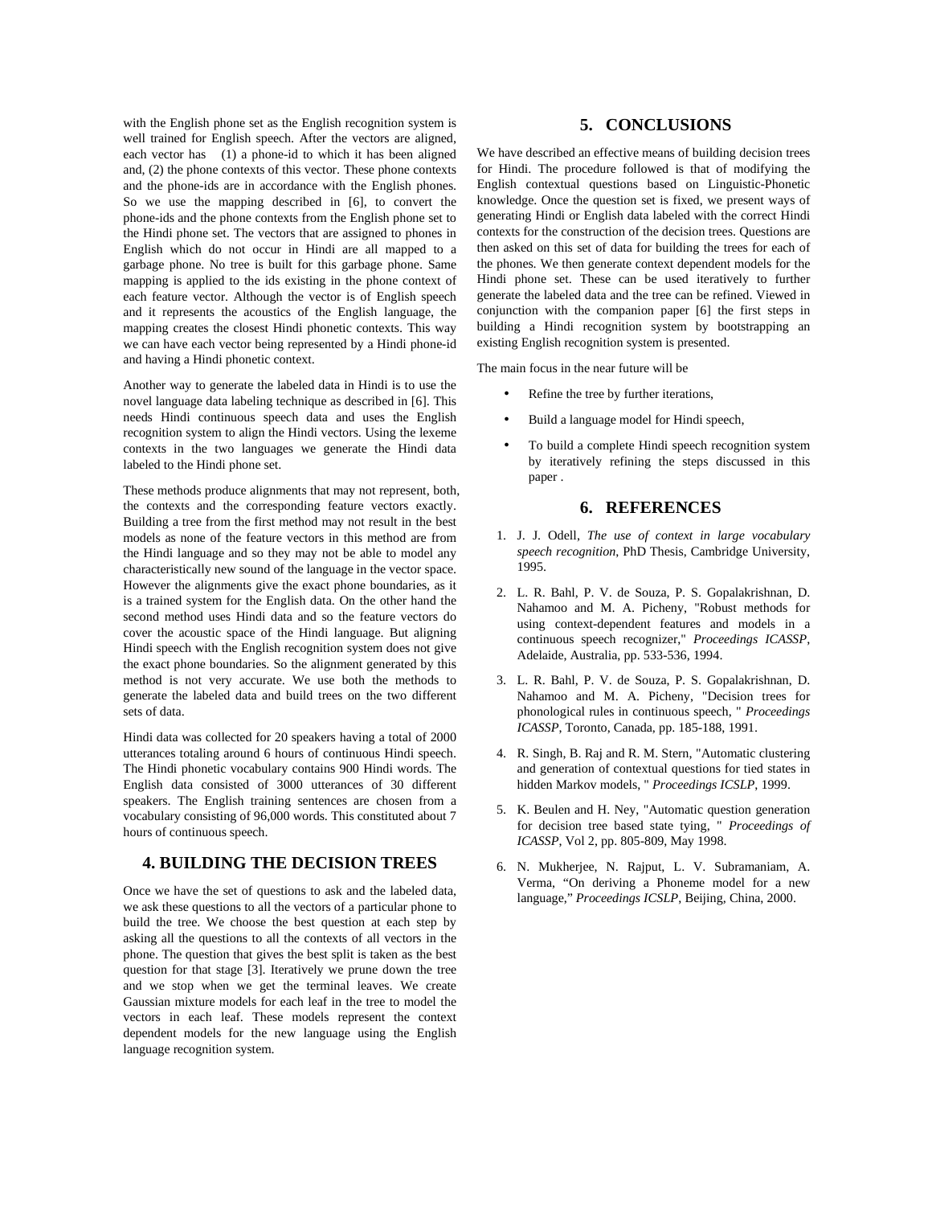with the English phone set as the English recognition system is well trained for English speech. After the vectors are aligned, each vector has (1) a phone-id to which it has been aligned and, (2) the phone contexts of this vector. These phone contexts and the phone-ids are in accordance with the English phones. So we use the mapping described in [6], to convert the phone-ids and the phone contexts from the English phone set to the Hindi phone set. The vectors that are assigned to phones in English which do not occur in Hindi are all mapped to a garbage phone. No tree is built for this garbage phone. Same mapping is applied to the ids existing in the phone context of each feature vector. Although the vector is of English speech and it represents the acoustics of the English language, the mapping creates the closest Hindi phonetic contexts. This way we can have each vector being represented by a Hindi phone-id and having a Hindi phonetic context.

Another way to generate the labeled data in Hindi is to use the novel language data labeling technique as described in [6]. This needs Hindi continuous speech data and uses the English recognition system to align the Hindi vectors. Using the lexeme contexts in the two languages we generate the Hindi data labeled to the Hindi phone set.

These methods produce alignments that may not represent, both, the contexts and the corresponding feature vectors exactly. Building a tree from the first method may not result in the best models as none of the feature vectors in this method are from the Hindi language and so they may not be able to model any characteristically new sound of the language in the vector space. However the alignments give the exact phone boundaries, as it is a trained system for the English data. On the other hand the second method uses Hindi data and so the feature vectors do cover the acoustic space of the Hindi language. But aligning Hindi speech with the English recognition system does not give the exact phone boundaries. So the alignment generated by this method is not very accurate. We use both the methods to generate the labeled data and build trees on the two different sets of data.

Hindi data was collected for 20 speakers having a total of 2000 utterances totaling around 6 hours of continuous Hindi speech. The Hindi phonetic vocabulary contains 900 Hindi words. The English data consisted of 3000 utterances of 30 different speakers. The English training sentences are chosen from a vocabulary consisting of 96,000 words. This constituted about 7 hours of continuous speech.

## 4. BUILDING THE DECISION TREES

Once we have the set of questions to ask and the labeled data, we ask these questions to all the vectors of a particular phone to build the tree. We choose the best question at each step by asking all the questions to all the contexts of all vectors in the phone. The question that gives the best split is taken as the best question for that stage [3]. Iteratively we prune down the tree and we stop when we get the terminal leaves. We create Gaussian mixture models for each leaf in the tree to model the vectors in each leaf. These models represent the context dependent models for the new language using the English language recognition system.

## 5. CONCLUSIONS

We have described an effective means of building decision trees for Hindi. The procedure followed is that of modifying the English contextual questions based on Linguistic-Phonetic knowledge. Once the question set is fixed, we present ways of generating Hindi or English data labeled with the correct Hindi contexts for the construction of the decision trees. Questions are then asked on this set of data for building the trees for each of the phones. We then generate context dependent models for the Hindi phone set. These can be used iteratively to further generate the labeled data and the tree can be refined. Viewed in conjunction with the companion paper [6] the first steps in building a Hindi recognition system by bootstrapping an existing English recognition system is presented.

The main focus in the near future will be

- Refine the tree by further iterations,
- Build a language model for Hindi speech,
- To build a complete Hindi speech recognition system by iteratively refining the steps discussed in this paper .

## 6. REFERENCES

1. J. J. Odell, *The use of context in large vocabulary speech recognition*, PhD Thesis, Cambridge University, 1995.
2. L. R. Bahl, P. V. de Souza, P. S. Gopalakrishnan, D. Nahamoo and M. A. Picheny, "Robust methods for using context-dependent features and models in a continuous speech recognizer," *Proceedings ICASSP*, Adelaide, Australia, pp. 533-536, 1994.
3. L. R. Bahl, P. V. de Souza, P. S. Gopalakrishnan, D. Nahamoo and M. A. Picheny, "Decision trees for phonological rules in continuous speech, " *Proceedings ICASSP*, Toronto, Canada, pp. 185-188, 1991.
4. R. Singh, B. Raj and R. M. Stern, "Automatic clustering and generation of contextual questions for tied states in hidden Markov models, " *Proceedings ICSLP*, 1999.
5. K. Beulen and H. Ney, "Automatic question generation for decision tree based state tying, " *Proceedings of ICASSP*, Vol 2, pp. 805-809, May 1998.
6. N. Mukherjee, N. Rajput, L. V. Subramaniam, A. Verma, "On deriving a Phoneme model for a new language," *Proceedings ICSLP*, Beijing, China, 2000.